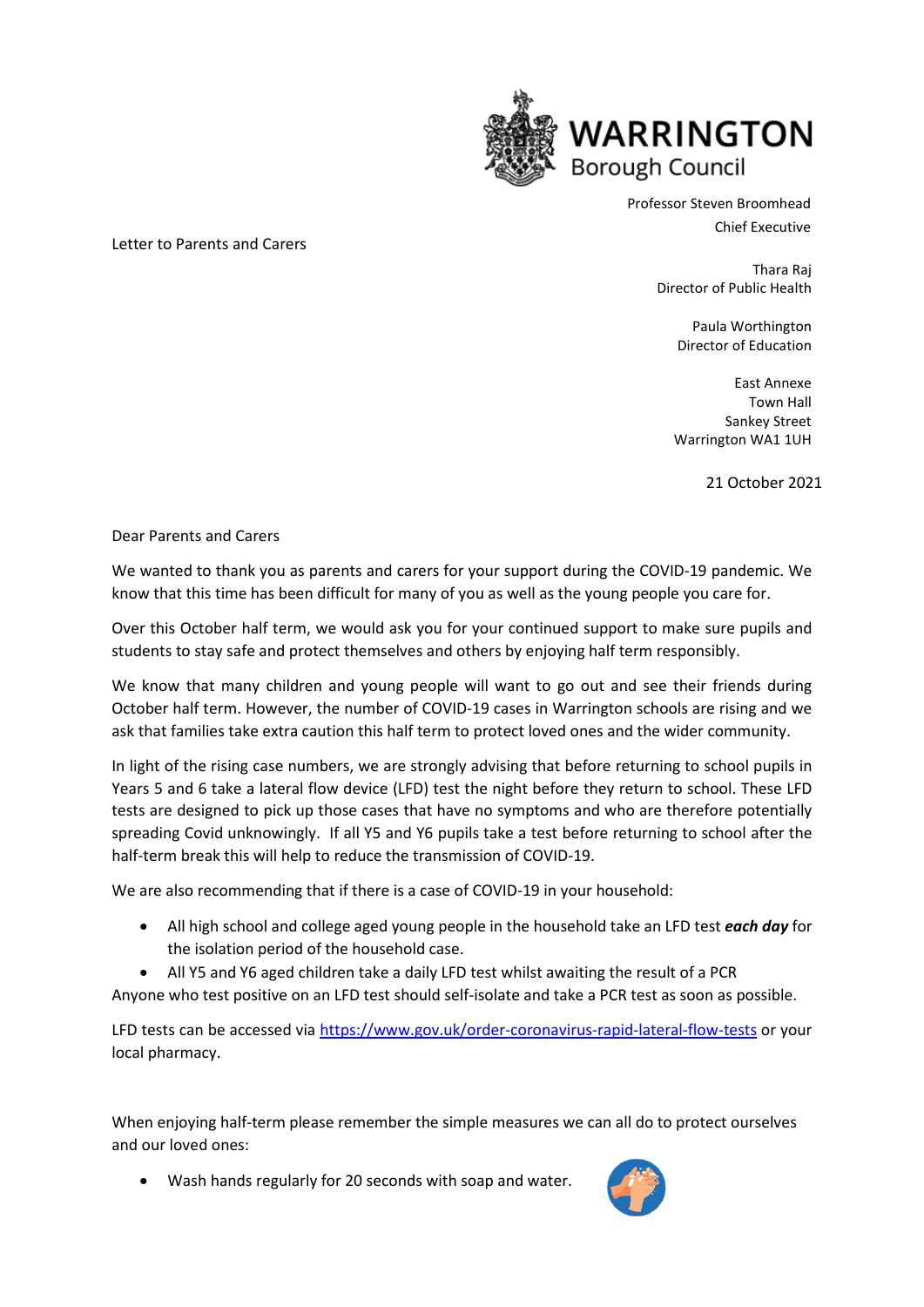WARRINGTON
Borough Council

Professor Steven Broomhead
Chief Executive

Letter to Parents and Carers

Thara Raj
Director of Public Health

Paula Worthington
Director of Education

East Annexe
Town Hall
Sankey Street
Warrington WA1 1UH

21 October 2021

Dear Parents and Carers

We wanted to thank you as parents and carers for your support during the COVID-19 pandemic. We know that this time has been difficult for many of you as well as the young people you care for.

Over this October half term, we would ask you for your continued support to make sure pupils and students to stay safe and protect themselves and others by enjoying half term responsibly.

We know that many children and young people will want to go out and see their friends during October half term. However, the number of COVID-19 cases in Warrington schools are rising and we ask that families take extra caution this half term to protect loved ones and the wider community.

In light of the rising case numbers, we are strongly advising that before returning to school pupils in Years 5 and 6 take a lateral flow device (LFD) test the night before they return to school. These LFD tests are designed to pick up those cases that have no symptoms and who are therefore potentially spreading Covid unknowingly. If all Y5 and Y6 pupils take a test before returning to school after the half-term break this will help to reduce the transmission of COVID-19.

We are also recommending that if there is a case of COVID-19 in your household:

- All high school and college aged young people in the household take an LFD test ***each day*** for the isolation period of the household case.
- All Y5 and Y6 aged children take a daily LFD test whilst awaiting the result of a PCR

Anyone who test positive on an LFD test should self-isolate and take a PCR test as soon as possible.

LFD tests can be accessed via https://www.gov.uk/order-coronavirus-rapid-lateral-flow-tests or your local pharmacy.

When enjoying half-term please remember the simple measures we can all do to protect ourselves and our loved ones:

- Wash hands regularly for 20 seconds with soap and water.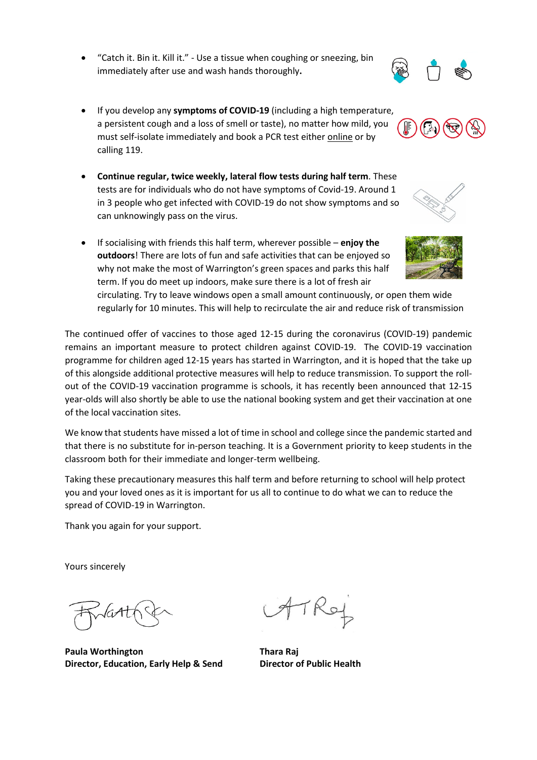- "Catch it. Bin it. Kill it." - Use a tissue when coughing or sneezing, bin immediately after use and wash hands thoroughly**.**

- If you develop any **symptoms of COVID-19** (including a high temperature, a persistent cough and a loss of smell or taste), no matter how mild, you must self-isolate immediately and book a PCR test either online or by calling 119.

- **Continue regular, twice weekly, lateral flow tests during half term**. These tests are for individuals who do not have symptoms of Covid-19. Around 1 in 3 people who get infected with COVID-19 do not show symptoms and so can unknowingly pass on the virus.

- If socialising with friends this half term, wherever possible – **enjoy the outdoors**! There are lots of fun and safe activities that can be enjoyed so why not make the most of Warrington's green spaces and parks this half term. If you do meet up indoors, make sure there is a lot of fresh air circulating. Try to leave windows open a small amount continuously, or open them wide regularly for 10 minutes. This will help to recirculate the air and reduce risk of transmission

The continued offer of vaccines to those aged 12-15 during the coronavirus (COVID-19) pandemic remains an important measure to protect children against COVID-19. The COVID-19 vaccination programme for children aged 12-15 years has started in Warrington, and it is hoped that the take up of this alongside additional protective measures will help to reduce transmission. To support the roll-out of the COVID-19 vaccination programme is schools, it has recently been announced that 12-15 year-olds will also shortly be able to use the national booking system and get their vaccination at one of the local vaccination sites.

We know that students have missed a lot of time in school and college since the pandemic started and that there is no substitute for in-person teaching. It is a Government priority to keep students in the classroom both for their immediate and longer-term wellbeing.

Taking these precautionary measures this half term and before returning to school will help protect you and your loved ones as it is important for us all to continue to do what we can to reduce the spread of COVID-19 in Warrington.

Thank you again for your support.

Yours sincerely

**Paula Worthington**
**Director, Education, Early Help & Send**

**Thara Raj**
**Director of Public Health**